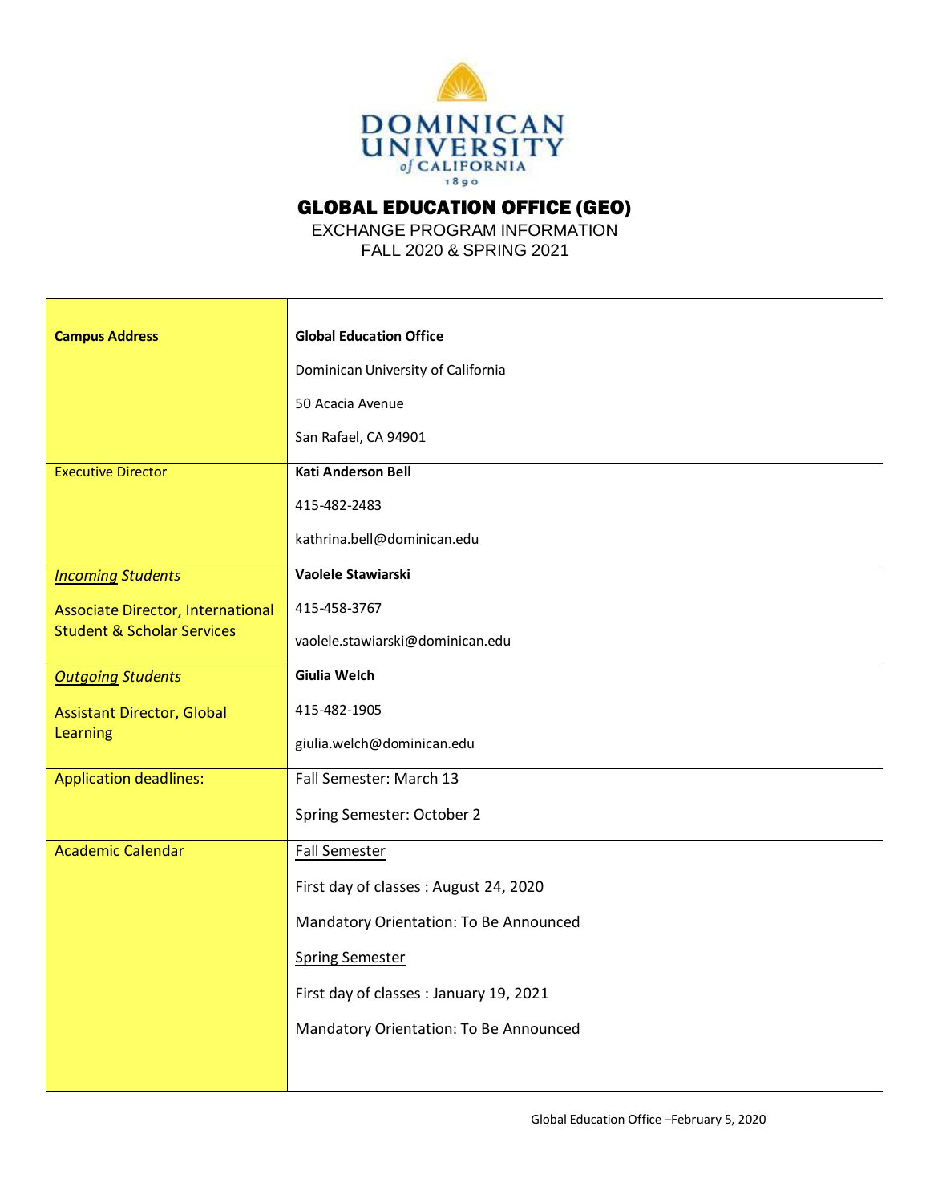# GLOBAL EDUCATION OFFICE (GEO)

EXCHANGE PROGRAM INFORMATION
FALL 2020 & SPRING 2021

| | |
|---|---|
| **Campus Address** | **Global Education Office**<br>Dominican University of California<br>50 Acacia Avenue<br>San Rafael, CA 94901 |
| Executive Director | **Kati Anderson Bell**<br>415-482-2483<br>kathrina.bell@dominican.edu |
| *Incoming Students*<br>Associate Director, International Student & Scholar Services | **Vaolele Stawiarski**<br>415-458-3767<br>vaolele.stawiarski@dominican.edu |
| *Outgoing Students*<br>Assistant Director, Global Learning | **Giulia Welch**<br>415-482-1905<br>giulia.welch@dominican.edu |
| Application deadlines: | Fall Semester: March 13<br>Spring Semester: October 2 |
| Academic Calendar | Fall Semester<br>First day of classes : August 24, 2020<br>Mandatory Orientation: To Be Announced<br>Spring Semester<br>First day of classes : January 19, 2021<br>Mandatory Orientation: To Be Announced |

Global Education Office –February 5, 2020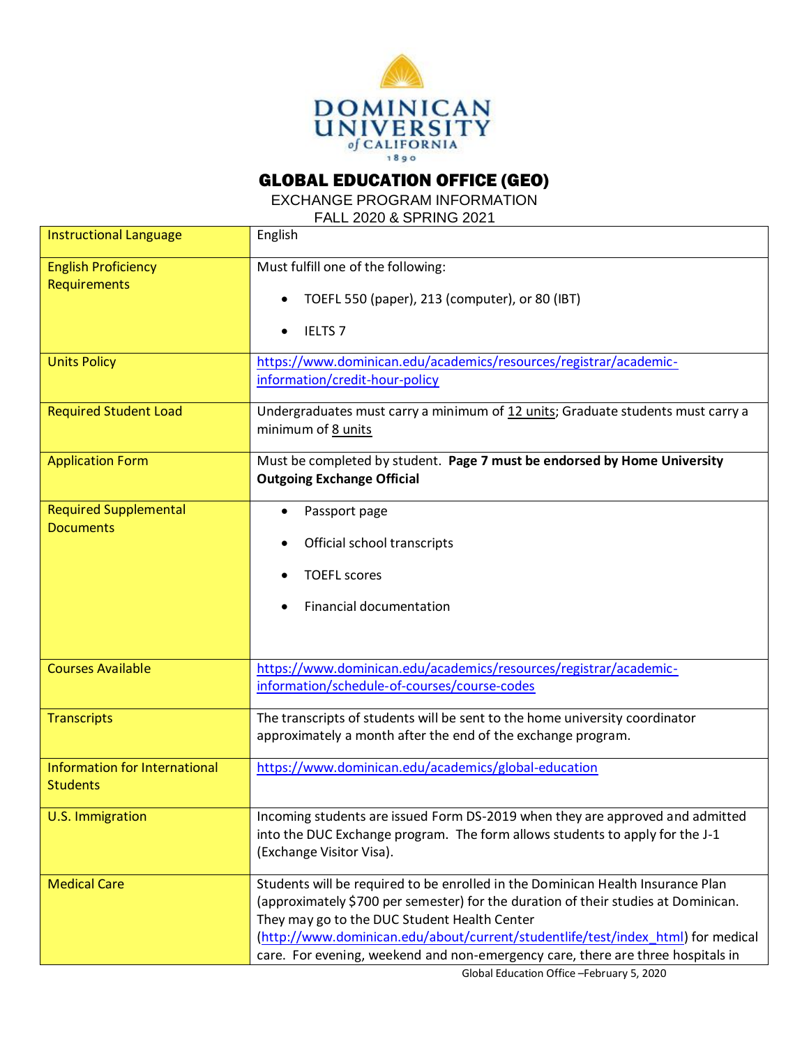# GLOBAL EDUCATION OFFICE (GEO)

EXCHANGE PROGRAM INFORMATION

FALL 2020 & SPRING 2021

| Instructional Language | English |
|---|---|
| English Proficiency Requirements | Must fulfill one of the following:<br>• TOEFL 550 (paper), 213 (computer), or 80 (IBT)<br>• IELTS 7 |
| Units Policy | https://www.dominican.edu/academics/resources/registrar/academic-information/credit-hour-policy |
| Required Student Load | Undergraduates must carry a minimum of 12 units; Graduate students must carry a minimum of 8 units |
| Application Form | Must be completed by student. **Page 7 must be endorsed by Home University Outgoing Exchange Official** |
| Required Supplemental Documents | • Passport page<br>• Official school transcripts<br>• TOEFL scores<br>• Financial documentation |
| Courses Available | https://www.dominican.edu/academics/resources/registrar/academic-information/schedule-of-courses/course-codes |
| Transcripts | The transcripts of students will be sent to the home university coordinator approximately a month after the end of the exchange program. |
| Information for International Students | https://www.dominican.edu/academics/global-education |
| U.S. Immigration | Incoming students are issued Form DS-2019 when they are approved and admitted into the DUC Exchange program. The form allows students to apply for the J-1 (Exchange Visitor Visa). |
| Medical Care | Students will be required to be enrolled in the Dominican Health Insurance Plan (approximately $700 per semester) for the duration of their studies at Dominican. They may go to the DUC Student Health Center (http://www.dominican.edu/about/current/studentlife/test/index_html) for medical care. For evening, weekend and non-emergency care, there are three hospitals in |

Global Education Office –February 5, 2020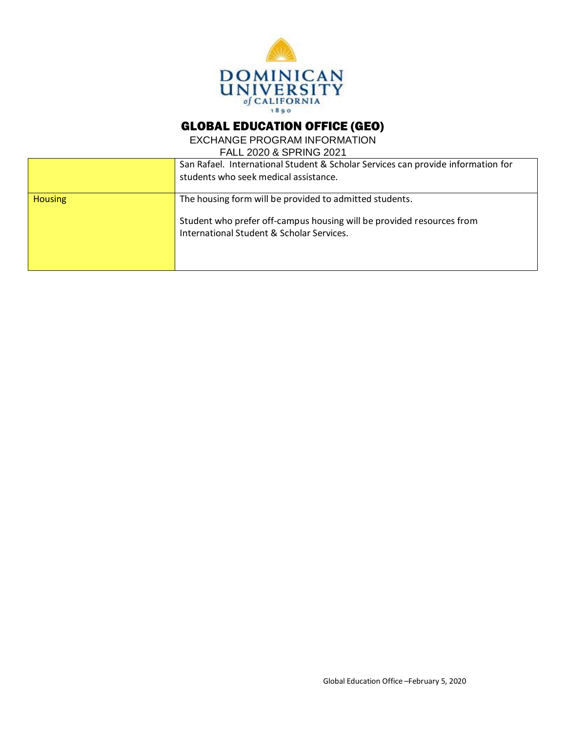# GLOBAL EDUCATION OFFICE (GEO)

EXCHANGE PROGRAM INFORMATION

FALL 2020 & SPRING 2021

| | |
|---|---|
| | San Rafael. International Student & Scholar Services can provide information for students who seek medical assistance. |
| Housing | The housing form will be provided to admitted students.<br><br>Student who prefer off-campus housing will be provided resources from International Student & Scholar Services. |

Global Education Office –February 5, 2020